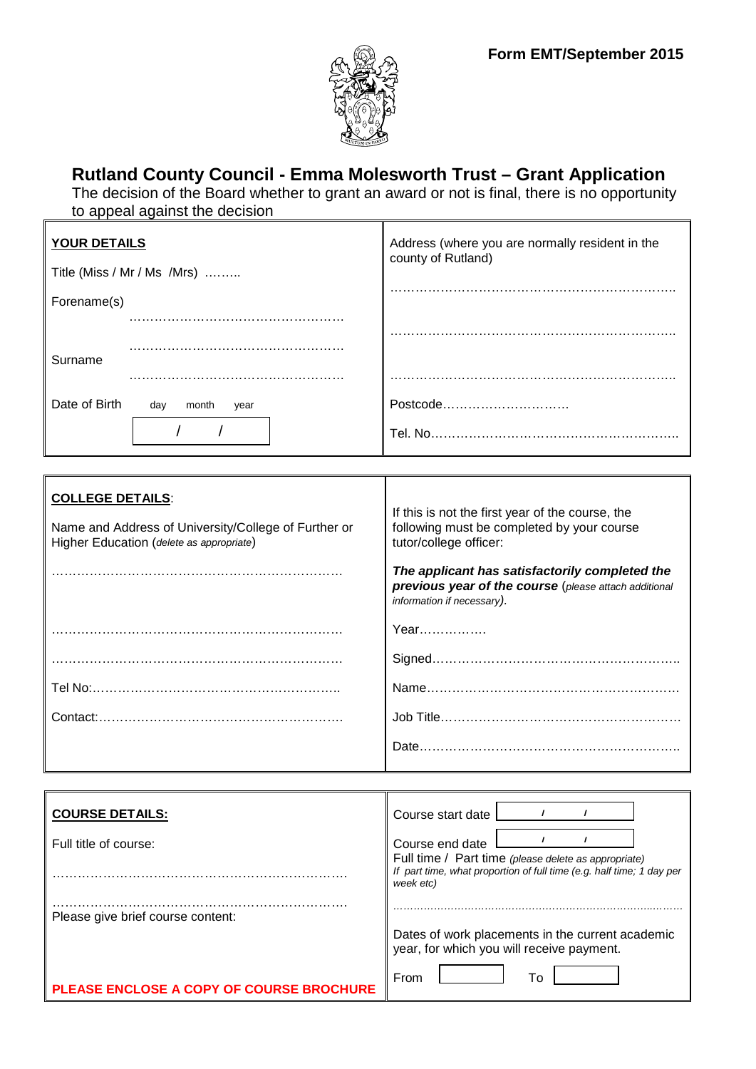**Form EMT/September 2015**

# Rutland County Council - Emma Molesworth Trust – Grant Application

The decision of the Board whether to grant an award or not is final, there is no opportunity to appeal against the decision

| **YOUR DETAILS** | Address (where you are normally resident in the county of Rutland) |
|---|---|
| Title (Miss / Mr / Ms /Mrs) ……… | ………………………………………………………… |
| Forename(s) …………………………………………… | ………………………………………………………… |
| Surname …………………………………………… | ………………………………………………………… |
| Date of Birth day month year  / / | Postcode………………………… |
| | Tel. No………………………………………………… |

| **COLLEGE DETAILS**: | If this is not the first year of the course, the following must be completed by your course tutor/college officer: |
|---|---|
| Name and Address of University/College of Further or Higher Education (*delete as appropriate*) | ***The applicant has satisfactorily completed the previous year of the course*** (*please attach additional information if necessary*). |
| ………………………………………………………… | Year……………. |
| ………………………………………………………… | Signed………………………………………………… |
| ………………………………………………………… | Name………………………………………………… |
| Tel No:………………………………………………… | Job Title……………………………………………… |
| Contact:………………………………………………… | Date…………………………………………………… |

| **COURSE DETAILS:** | Course start date  / / |
|---|---|
| Full title of course: | Course end date  / / |
| ………………………………………………………… | Full time / Part time (*please delete as appropriate*) *If part time, what proportion of full time (e.g. half time; 1 day per week etc)* |
| ………………………………………………………… | ………………………………………………………… |
| Please give brief course content: | Dates of work placements in the current academic year, for which you will receive payment. |
| **PLEASE ENCLOSE A COPY OF COURSE BROCHURE** | From  To |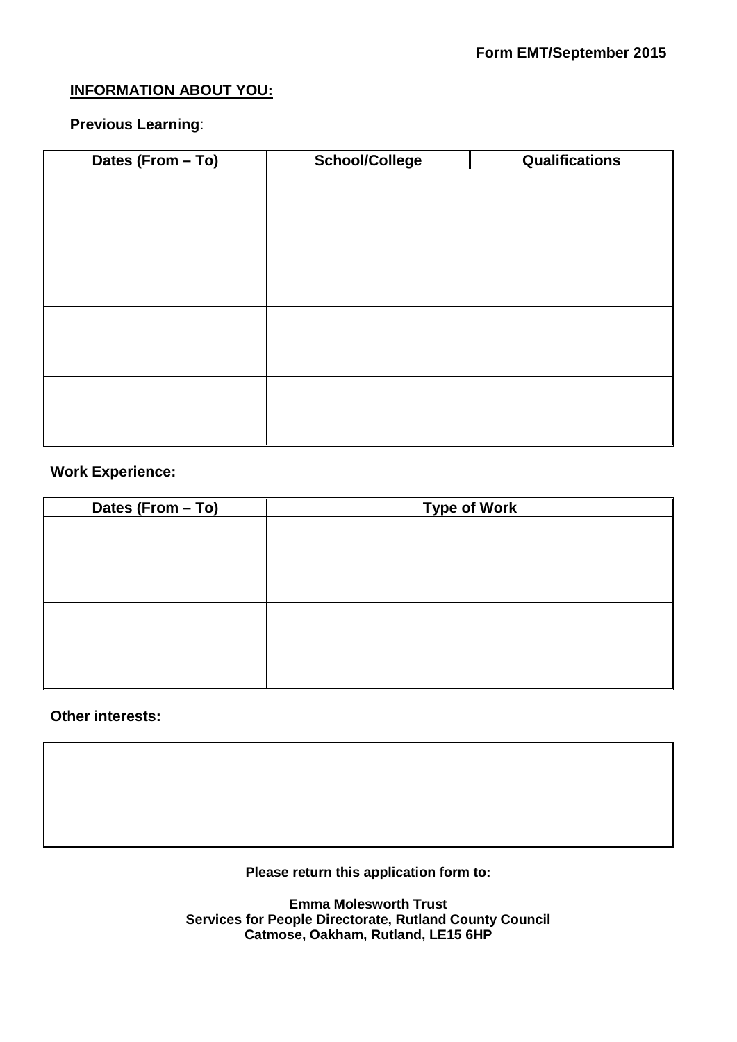**Form EMT/September 2015**

**INFORMATION ABOUT YOU:**

**Previous Learning**:

| Dates (From – To) | School/College | Qualifications |
|---|---|---|
| | | |
| | | |
| | | |
| | | |

**Work Experience:**

| Dates (From – To) | Type of Work |
|---|---|
| | |
| | |

**Other interests:**

| |
|---|
| |

**Please return this application form to:**

**Emma Molesworth Trust**
**Services for People Directorate, Rutland County Council**
**Catmose, Oakham, Rutland, LE15 6HP**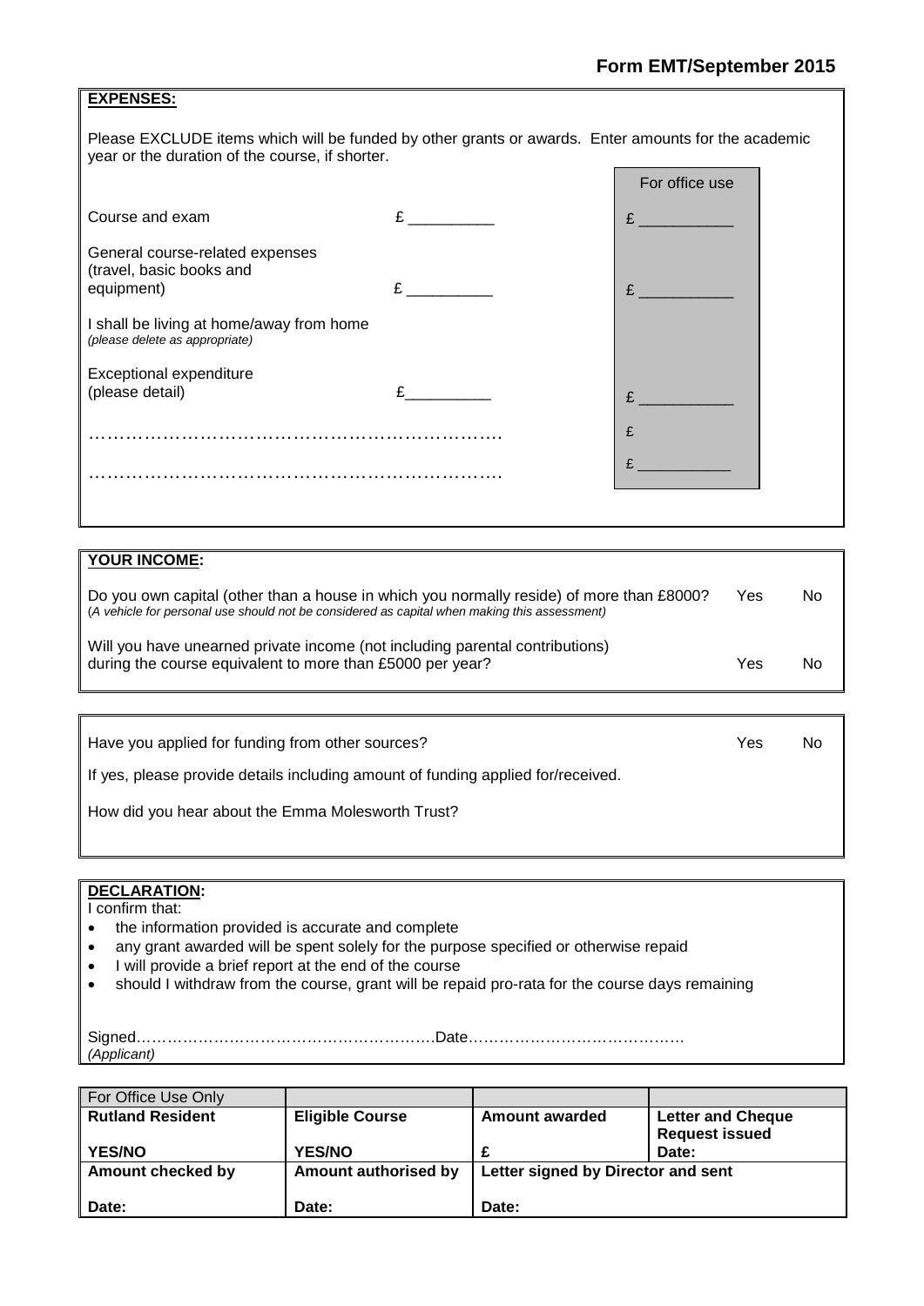**Form EMT/September 2015**

**EXPENSES:**

Please EXCLUDE items which will be funded by other grants or awards. Enter amounts for the academic year or the duration of the course, if shorter.

| | | For office use |
|---|---|---|
| Course and exam | £ __________ | £ ___________ |
| General course-related expenses (travel, basic books and equipment) | £ __________ | £ ___________ |
| I shall be living at home/away from home *(please delete as appropriate)* | | |
| Exceptional expenditure (please detail) | £__________ | £ ___________ |
| …………………………………………………………. | | £ |
| …………………………………………………………. | | £ ___________ |

**YOUR INCOME:**

Do you own capital (other than a house in which you normally reside) of more than £8000? Yes No
*(A vehicle for personal use should not be considered as capital when making this assessment)*

Will you have unearned private income (not including parental contributions) during the course equivalent to more than £5000 per year? Yes No

Have you applied for funding from other sources? Yes No

If yes, please provide details including amount of funding applied for/received.

How did you hear about the Emma Molesworth Trust?

**DECLARATION:**

I confirm that:

- the information provided is accurate and complete
- any grant awarded will be spent solely for the purpose specified or otherwise repaid
- I will provide a brief report at the end of the course
- should I withdraw from the course, grant will be repaid pro-rata for the course days remaining

Signed…………………………………………………Date……………………………………
*(Applicant)*

| For Office Use Only | | | |
|---|---|---|---|
| **Rutland Resident** **YES/NO** | **Eligible Course** **YES/NO** | **Amount awarded** **£** | **Letter and Cheque Request issued** **Date:** |
| **Amount checked by** **Date:** | **Amount authorised by** **Date:** | **Letter signed by Director and sent** **Date:** | |